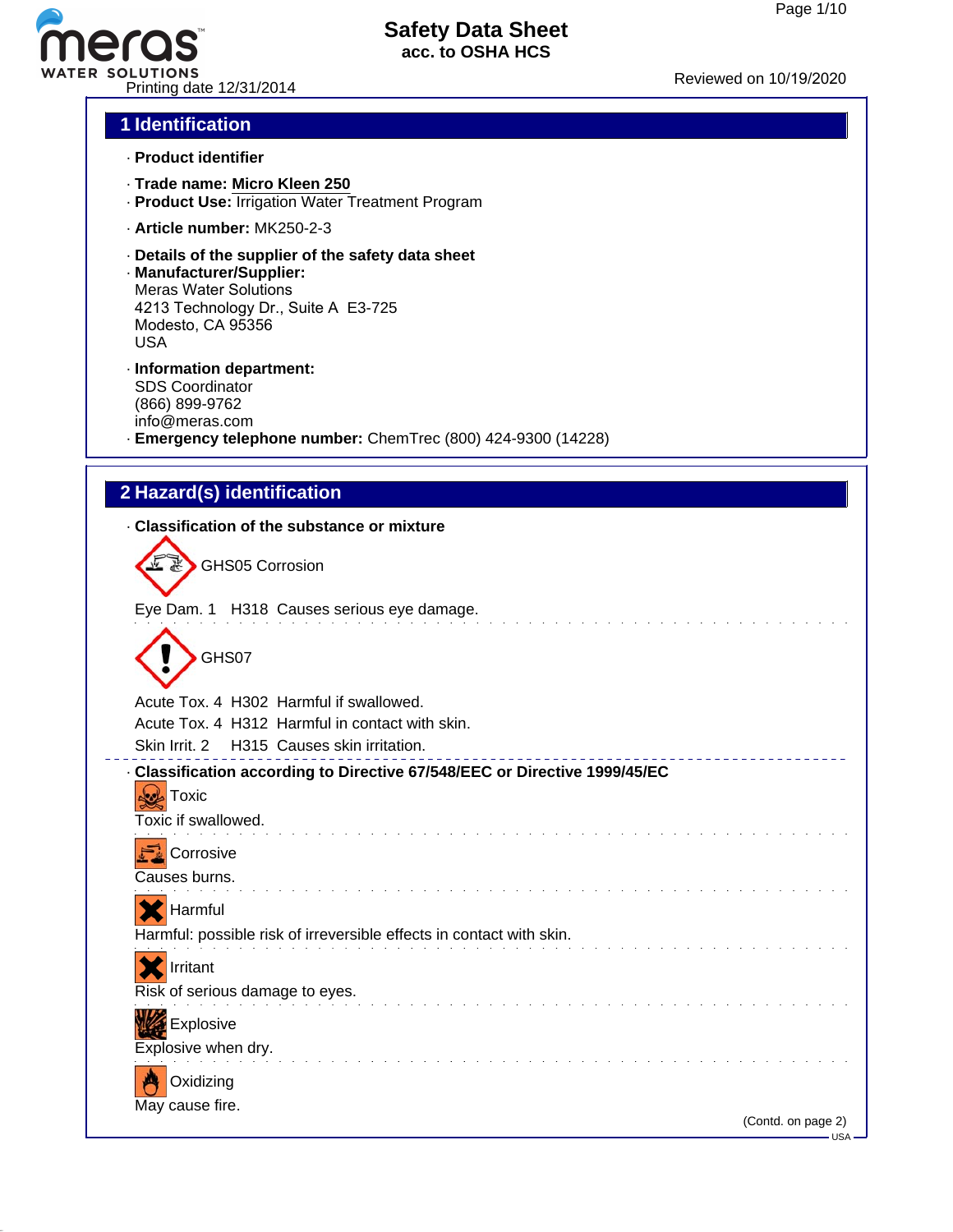# Safety Data Sheet
**acc. to OSHA HCS**

Printing date 12/31/2014

Reviewed on 10/19/2020

## 1 Identification

· **Product identifier**

· **Trade name: Micro Kleen 250**
· **Product Use:** Irrigation Water Treatment Program

· **Article number:** MK250-2-3

· **Details of the supplier of the safety data sheet**
· **Manufacturer/Supplier:**
Meras Water Solutions
4213 Technology Dr., Suite A E3-725
Modesto, CA 95356
USA

· **Information department:**
SDS Coordinator
(866) 899-9762
info@meras.com
· **Emergency telephone number:** ChemTrec (800) 424-9300 (14228)

## 2 Hazard(s) identification

· **Classification of the substance or mixture**

GHS05 Corrosion

Eye Dam. 1 H318 Causes serious eye damage.

GHS07

Acute Tox. 4 H302 Harmful if swallowed.
Acute Tox. 4 H312 Harmful in contact with skin.
Skin Irrit. 2 H315 Causes skin irritation.

· **Classification according to Directive 67/548/EEC or Directive 1999/45/EC**

Toxic
Toxic if swallowed.

Corrosive
Causes burns.

Harmful
Harmful: possible risk of irreversible effects in contact with skin.

Irritant
Risk of serious damage to eyes.

Explosive
Explosive when dry.

Oxidizing
May cause fire.

(Contd. on page 2)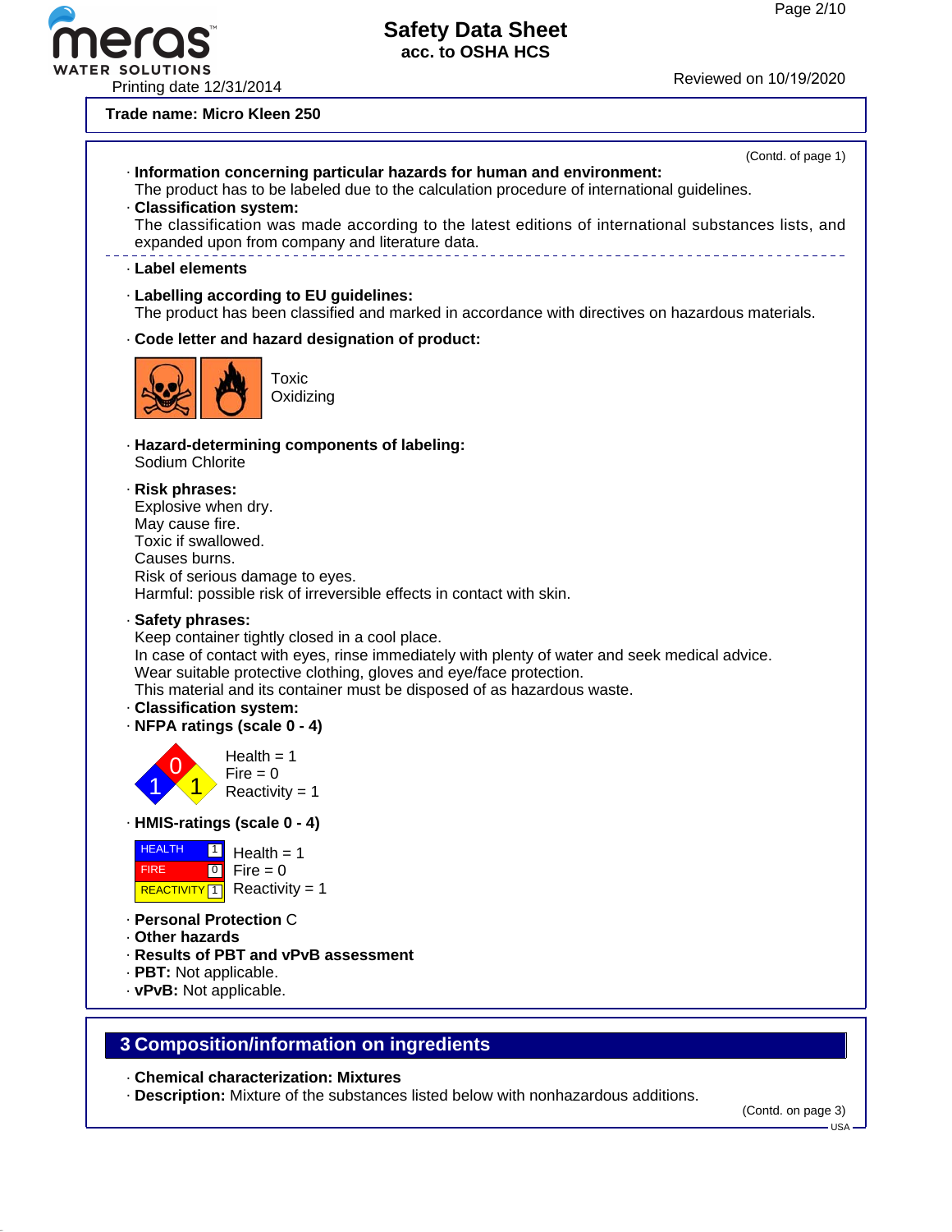**Trade name: Micro Kleen 250**

(Contd. of page 1)

· **Information concerning particular hazards for human and environment:**
The product has to be labeled due to the calculation procedure of international guidelines.

· **Classification system:**
The classification was made according to the latest editions of international substances lists, and expanded upon from company and literature data.

· **Label elements**

· **Labelling according to EU guidelines:**
The product has been classified and marked in accordance with directives on hazardous materials.

· **Code letter and hazard designation of product:**

Toxic
Oxidizing

· **Hazard-determining components of labeling:**
Sodium Chlorite

· **Risk phrases:**
Explosive when dry.
May cause fire.
Toxic if swallowed.
Causes burns.
Risk of serious damage to eyes.
Harmful: possible risk of irreversible effects in contact with skin.

· **Safety phrases:**
Keep container tightly closed in a cool place.
In case of contact with eyes, rinse immediately with plenty of water and seek medical advice.
Wear suitable protective clothing, gloves and eye/face protection.
This material and its container must be disposed of as hazardous waste.

· **Classification system:**

· **NFPA ratings (scale 0 - 4)**

Health = 1
Fire = 0
Reactivity = 1

· **HMIS-ratings (scale 0 - 4)**

| | | |
|---|---|---|
| HEALTH | 1 | Health = 1 |
| FIRE | 0 | Fire = 0 |
| REACTIVITY | 1 | Reactivity = 1 |

· **Personal Protection** C

· **Other hazards**

· **Results of PBT and vPvB assessment**

· **PBT:** Not applicable.

· **vPvB:** Not applicable.

## 3 Composition/information on ingredients

· **Chemical characterization: Mixtures**

· **Description:** Mixture of the substances listed below with nonhazardous additions.

(Contd. on page 3)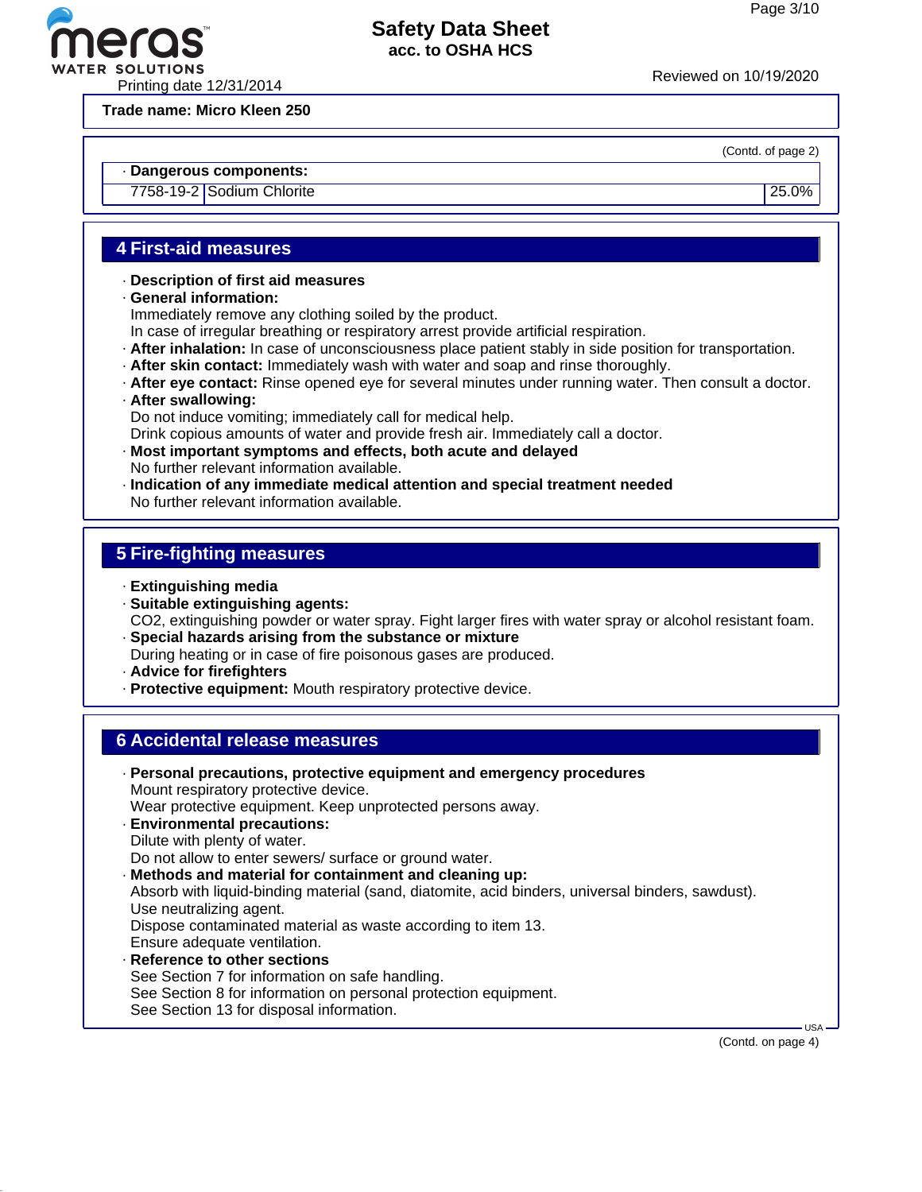**Trade name: Micro Kleen 250**

(Contd. of page 2)

· **Dangerous components:**

| | | |
|---|---|---|
| 7758-19-2 | Sodium Chlorite | 25.0% |

## 4 First-aid measures

· **Description of first aid measures**
· **General information:**
Immediately remove any clothing soiled by the product.
In case of irregular breathing or respiratory arrest provide artificial respiration.
· **After inhalation:** In case of unconsciousness place patient stably in side position for transportation.
· **After skin contact:** Immediately wash with water and soap and rinse thoroughly.
· **After eye contact:** Rinse opened eye for several minutes under running water. Then consult a doctor.
· **After swallowing:**
Do not induce vomiting; immediately call for medical help.
Drink copious amounts of water and provide fresh air. Immediately call a doctor.
· **Most important symptoms and effects, both acute and delayed**
No further relevant information available.
· **Indication of any immediate medical attention and special treatment needed**
No further relevant information available.

## 5 Fire-fighting measures

· **Extinguishing media**
· **Suitable extinguishing agents:**
$CO_2$, extinguishing powder or water spray. Fight larger fires with water spray or alcohol resistant foam.
· **Special hazards arising from the substance or mixture**
During heating or in case of fire poisonous gases are produced.
· **Advice for firefighters**
· **Protective equipment:** Mouth respiratory protective device.

## 6 Accidental release measures

· **Personal precautions, protective equipment and emergency procedures**
Mount respiratory protective device.
Wear protective equipment. Keep unprotected persons away.
· **Environmental precautions:**
Dilute with plenty of water.
Do not allow to enter sewers/ surface or ground water.
· **Methods and material for containment and cleaning up:**
Absorb with liquid-binding material (sand, diatomite, acid binders, universal binders, sawdust).
Use neutralizing agent.
Dispose contaminated material as waste according to item 13.
Ensure adequate ventilation.
· **Reference to other sections**
See Section 7 for information on safe handling.
See Section 8 for information on personal protection equipment.
See Section 13 for disposal information.

(Contd. on page 4)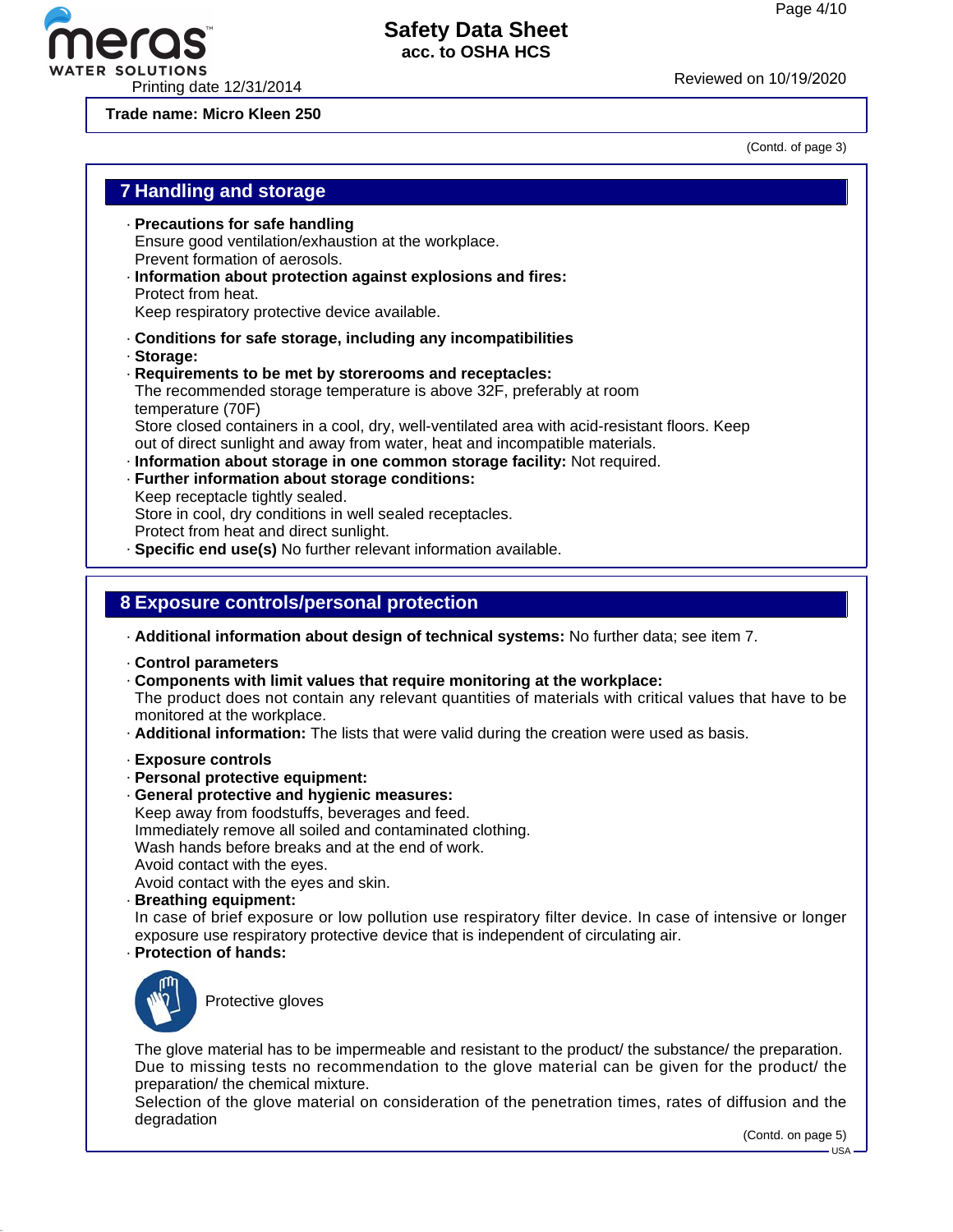Trade name: Micro Kleen 250

(Contd. of page 3)

## 7 Handling and storage

- **Precautions for safe handling**
  Ensure good ventilation/exhaustion at the workplace.
  Prevent formation of aerosols.
- **Information about protection against explosions and fires:**
  Protect from heat.
  Keep respiratory protective device available.

- **Conditions for safe storage, including any incompatibilities**
- **Storage:**
- **Requirements to be met by storerooms and receptacles:**
  The recommended storage temperature is above 32F, preferably at room temperature (70F)
  Store closed containers in a cool, dry, well-ventilated area with acid-resistant floors. Keep out of direct sunlight and away from water, heat and incompatible materials.
- **Information about storage in one common storage facility:** Not required.
- **Further information about storage conditions:**
  Keep receptacle tightly sealed.
  Store in cool, dry conditions in well sealed receptacles.
  Protect from heat and direct sunlight.
- **Specific end use(s)** No further relevant information available.

## 8 Exposure controls/personal protection

- **Additional information about design of technical systems:** No further data; see item 7.

- **Control parameters**
- **Components with limit values that require monitoring at the workplace:**
  The product does not contain any relevant quantities of materials with critical values that have to be monitored at the workplace.
- **Additional information:** The lists that were valid during the creation were used as basis.

- **Exposure controls**
- **Personal protective equipment:**
- **General protective and hygienic measures:**
  Keep away from foodstuffs, beverages and feed.
  Immediately remove all soiled and contaminated clothing.
  Wash hands before breaks and at the end of work.
  Avoid contact with the eyes.
  Avoid contact with the eyes and skin.
- **Breathing equipment:**
  In case of brief exposure or low pollution use respiratory filter device. In case of intensive or longer exposure use respiratory protective device that is independent of circulating air.
- **Protection of hands:**

  Protective gloves

  The glove material has to be impermeable and resistant to the product/ the substance/ the preparation.
  Due to missing tests no recommendation to the glove material can be given for the product/ the preparation/ the chemical mixture.
  Selection of the glove material on consideration of the penetration times, rates of diffusion and the degradation

(Contd. on page 5)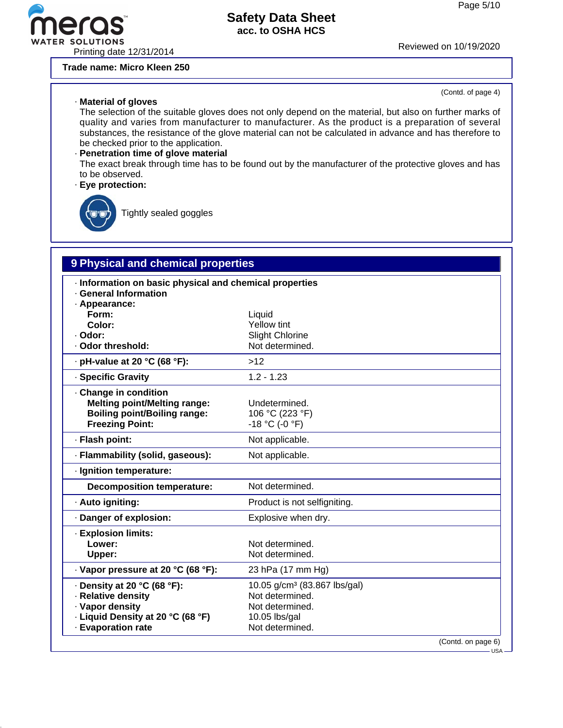Trade name: **Micro Kleen 250**

(Contd. of page 4)

· **Material of gloves**
The selection of the suitable gloves does not only depend on the material, but also on further marks of quality and varies from manufacturer to manufacturer. As the product is a preparation of several substances, the resistance of the glove material can not be calculated in advance and has therefore to be checked prior to the application.

· **Penetration time of glove material**
The exact break through time has to be found out by the manufacturer of the protective gloves and has to be observed.

· **Eye protection:**

Tightly sealed goggles

## 9 Physical and chemical properties

| · **Information on basic physical and chemical properties** | |
|---|---|
| · **General Information** | |
| · **Appearance:** | |
| **Form:** | Liquid |
| **Color:** | Yellow tint |
| · **Odor:** | Slight Chlorine |
| · **Odor threshold:** | Not determined. |
| · **pH-value at 20 °C (68 °F):** | >12 |
| · **Specific Gravity** | 1.2 - 1.23 |
| · **Change in condition** | |
| **Melting point/Melting range:** | Undetermined. |
| **Boiling point/Boiling range:** | 106 °C (223 °F) |
| **Freezing Point:** | -18 °C (-0 °F) |
| · **Flash point:** | Not applicable. |
| · **Flammability (solid, gaseous):** | Not applicable. |
| · **Ignition temperature:** | |
| **Decomposition temperature:** | Not determined. |
| · **Auto igniting:** | Product is not selfigniting. |
| · **Danger of explosion:** | Explosive when dry. |
| · **Explosion limits:** | |
| **Lower:** | Not determined. |
| **Upper:** | Not determined. |
| · **Vapor pressure at 20 °C (68 °F):** | 23 hPa (17 mm Hg) |
| · **Density at 20 °C (68 °F):** | 10.05 g/cm³ (83.867 lbs/gal) |
| · **Relative density** | Not determined. |
| · **Vapor density** | Not determined. |
| · **Liquid Density at 20 °C (68 °F)** | 10.05 lbs/gal |
| · **Evaporation rate** | Not determined. |

(Contd. on page 6)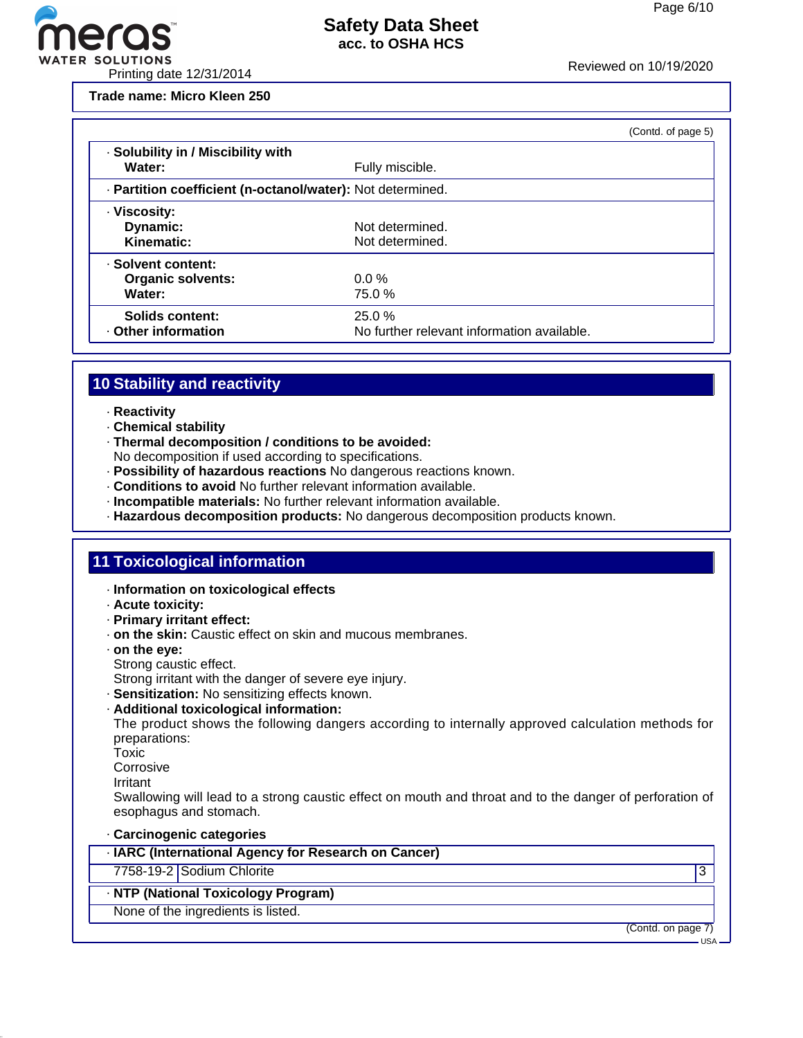**Trade name: Micro Kleen 250**

(Contd. of page 5)

| | |
|---|---|
| · **Solubility in / Miscibility with** | |
| **Water:** | Fully miscible. |
| · **Partition coefficient (n-octanol/water):** | Not determined. |
| · **Viscosity:** | |
| **Dynamic:** | Not determined. |
| **Kinematic:** | Not determined. |
| · **Solvent content:** | |
| **Organic solvents:** | 0.0 % |
| **Water:** | 75.0 % |
| **Solids content:** | 25.0 % |
| · **Other information** | No further relevant information available. |

## 10 Stability and reactivity

- **Reactivity**
- **Chemical stability**
- **Thermal decomposition / conditions to be avoided:**
  No decomposition if used according to specifications.
- **Possibility of hazardous reactions** No dangerous reactions known.
- **Conditions to avoid** No further relevant information available.
- **Incompatible materials:** No further relevant information available.
- **Hazardous decomposition products:** No dangerous decomposition products known.

## 11 Toxicological information

- **Information on toxicological effects**
- **Acute toxicity:**
- **Primary irritant effect:**
- **on the skin:** Caustic effect on skin and mucous membranes.
- **on the eye:**
  Strong caustic effect.
  Strong irritant with the danger of severe eye injury.
- **Sensitization:** No sensitizing effects known.
- **Additional toxicological information:**
  The product shows the following dangers according to internally approved calculation methods for preparations:
  Toxic
  Corrosive
  Irritant
  Swallowing will lead to a strong caustic effect on mouth and throat and to the danger of perforation of esophagus and stomach.

- **Carcinogenic categories**

| · **IARC (International Agency for Research on Cancer)** | | |
|---|---|---|
| 7758-19-2 | Sodium Chlorite | 3 |

| · **NTP (National Toxicology Program)** |
|---|
| None of the ingredients is listed. |

(Contd. on page 7)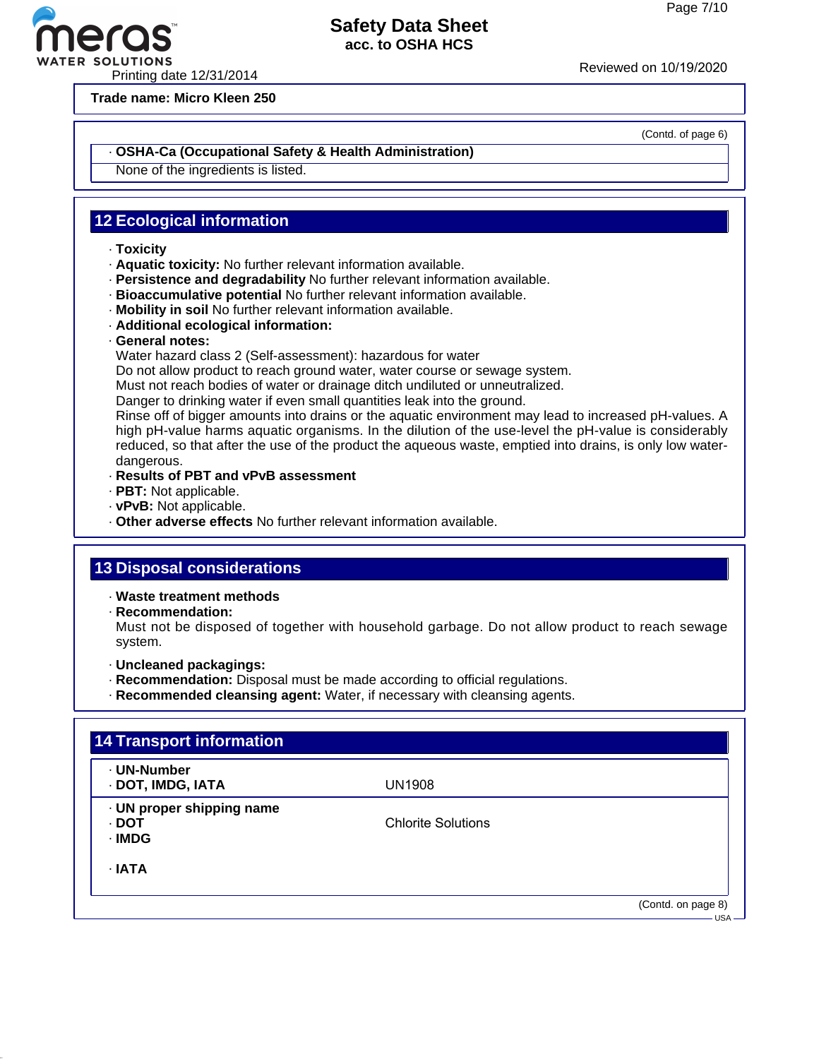Trade name: Micro Kleen 250

(Contd. of page 6)

· **OSHA-Ca (Occupational Safety & Health Administration)**

None of the ingredients is listed.

## 12 Ecological information

· **Toxicity**
· **Aquatic toxicity:** No further relevant information available.
· **Persistence and degradability** No further relevant information available.
· **Bioaccumulative potential** No further relevant information available.
· **Mobility in soil** No further relevant information available.
· **Additional ecological information:**
· **General notes:**
Water hazard class 2 (Self-assessment): hazardous for water
Do not allow product to reach ground water, water course or sewage system.
Must not reach bodies of water or drainage ditch undiluted or unneutralized.
Danger to drinking water if even small quantities leak into the ground.
Rinse off of bigger amounts into drains or the aquatic environment may lead to increased pH-values. A high pH-value harms aquatic organisms. In the dilution of the use-level the pH-value is considerably reduced, so that after the use of the product the aqueous waste, emptied into drains, is only low water-dangerous.
· **Results of PBT and vPvB assessment**
· **PBT:** Not applicable.
· **vPvB:** Not applicable.
· **Other adverse effects** No further relevant information available.

## 13 Disposal considerations

· **Waste treatment methods**
· **Recommendation:**
Must not be disposed of together with household garbage. Do not allow product to reach sewage system.

· **Uncleaned packagings:**
· **Recommendation:** Disposal must be made according to official regulations.
· **Recommended cleansing agent:** Water, if necessary with cleansing agents.

## 14 Transport information

| | |
|---|---|
| · **UN-Number** | |
| · **DOT, IMDG, IATA** | UN1908 |
| · **UN proper shipping name** | |
| · **DOT** | Chlorite Solutions |
| · **IMDG** | |
| · **IATA** | |

(Contd. on page 8)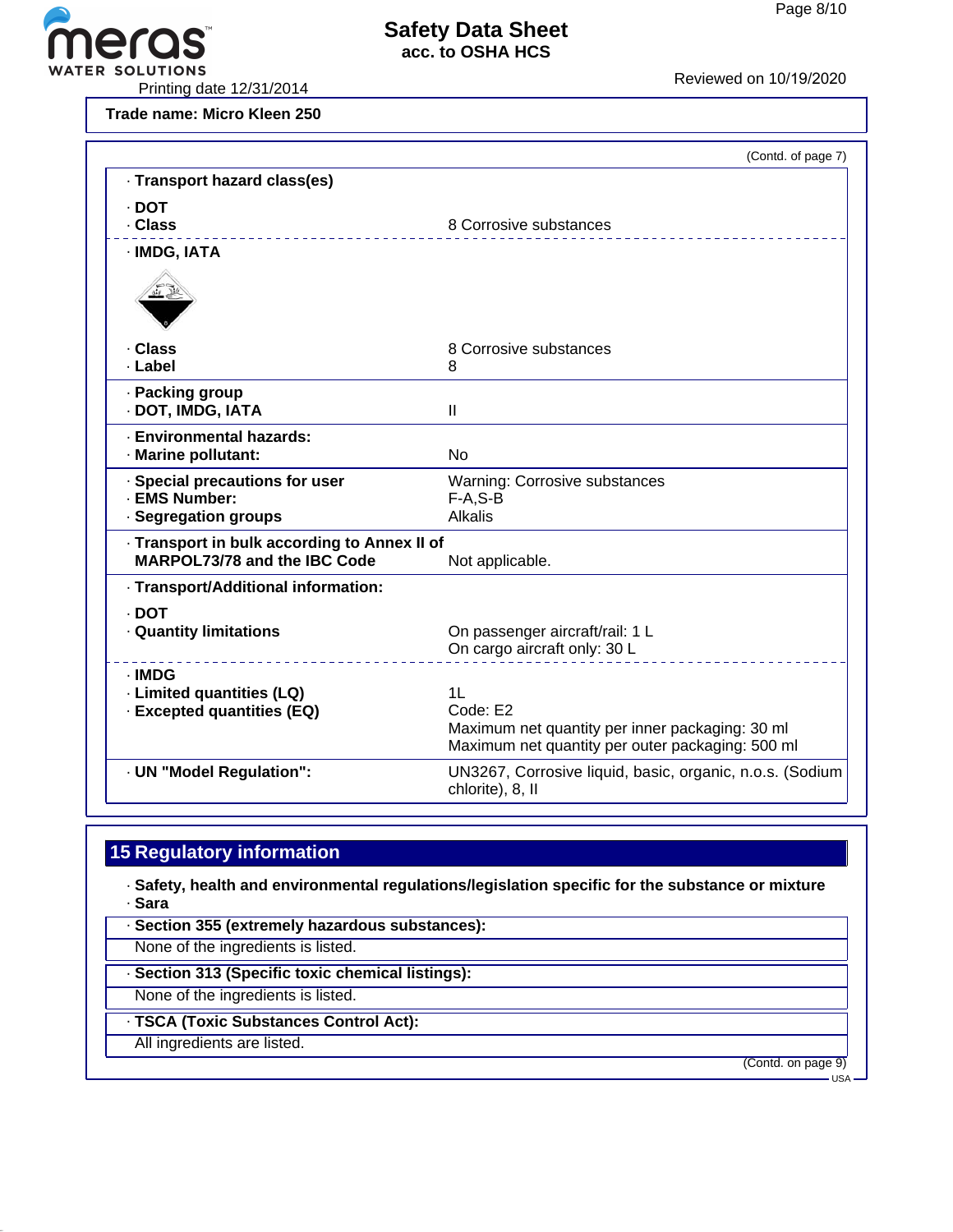**Trade name: Micro Kleen 250**

(Contd. of page 7)

| | |
|---|---|
| · **Transport hazard class(es)** | |
| · **DOT** | |
| · **Class** | 8 Corrosive substances |
| · **IMDG, IATA** | |
| · **Class** | 8 Corrosive substances |
| · **Label** | 8 |
| · **Packing group** | |
| · **DOT, IMDG, IATA** | II |
| · **Environmental hazards:** | |
| · **Marine pollutant:** | No |
| · **Special precautions for user** | Warning: Corrosive substances |
| · **EMS Number:** | F-A,S-B |
| · **Segregation groups** | Alkalis |
| · **Transport in bulk according to Annex II of MARPOL73/78 and the IBC Code** | Not applicable. |
| · **Transport/Additional information:** | |
| · **DOT** | |
| · **Quantity limitations** | On passenger aircraft/rail: 1 L<br>On cargo aircraft only: 30 L |
| · **IMDG** | |
| · **Limited quantities (LQ)** | 1L |
| · **Excepted quantities (EQ)** | Code: E2<br>Maximum net quantity per inner packaging: 30 ml<br>Maximum net quantity per outer packaging: 500 ml |
| · **UN "Model Regulation":** | UN3267, Corrosive liquid, basic, organic, n.o.s. (Sodium chlorite), 8, II |

## 15 Regulatory information

· **Safety, health and environmental regulations/legislation specific for the substance or mixture**
· **Sara**

· **Section 355 (extremely hazardous substances):**
None of the ingredients is listed.

· **Section 313 (Specific toxic chemical listings):**
None of the ingredients is listed.

· **TSCA (Toxic Substances Control Act):**
All ingredients are listed.

(Contd. on page 9)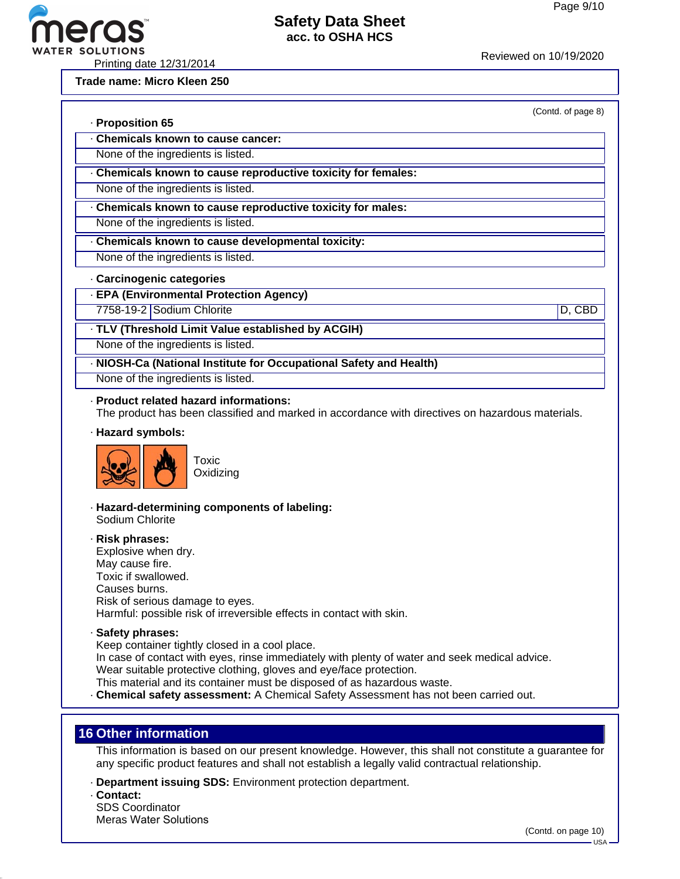Trade name: Micro Kleen 250

(Contd. of page 8)

· **Proposition 65**

· **Chemicals known to cause cancer:**

None of the ingredients is listed.

· **Chemicals known to cause reproductive toxicity for females:**

None of the ingredients is listed.

· **Chemicals known to cause reproductive toxicity for males:**

None of the ingredients is listed.

· **Chemicals known to cause developmental toxicity:**

None of the ingredients is listed.

· **Carcinogenic categories**

· **EPA (Environmental Protection Agency)**

| 7758-19-2 | Sodium Chlorite | D, CBD |
|---|---|---|

· **TLV (Threshold Limit Value established by ACGIH)**

None of the ingredients is listed.

· **NIOSH-Ca (National Institute for Occupational Safety and Health)**

None of the ingredients is listed.

· **Product related hazard informations:**

The product has been classified and marked in accordance with directives on hazardous materials.

· **Hazard symbols:**

Toxic
Oxidizing

· **Hazard-determining components of labeling:**

Sodium Chlorite

· **Risk phrases:**

Explosive when dry.
May cause fire.
Toxic if swallowed.
Causes burns.
Risk of serious damage to eyes.
Harmful: possible risk of irreversible effects in contact with skin.

· **Safety phrases:**

Keep container tightly closed in a cool place.
In case of contact with eyes, rinse immediately with plenty of water and seek medical advice.
Wear suitable protective clothing, gloves and eye/face protection.
This material and its container must be disposed of as hazardous waste.

· **Chemical safety assessment:** A Chemical Safety Assessment has not been carried out.

## 16 Other information

This information is based on our present knowledge. However, this shall not constitute a guarantee for any specific product features and shall not establish a legally valid contractual relationship.

· **Department issuing SDS:** Environment protection department.

· **Contact:**

SDS Coordinator
Meras Water Solutions

(Contd. on page 10)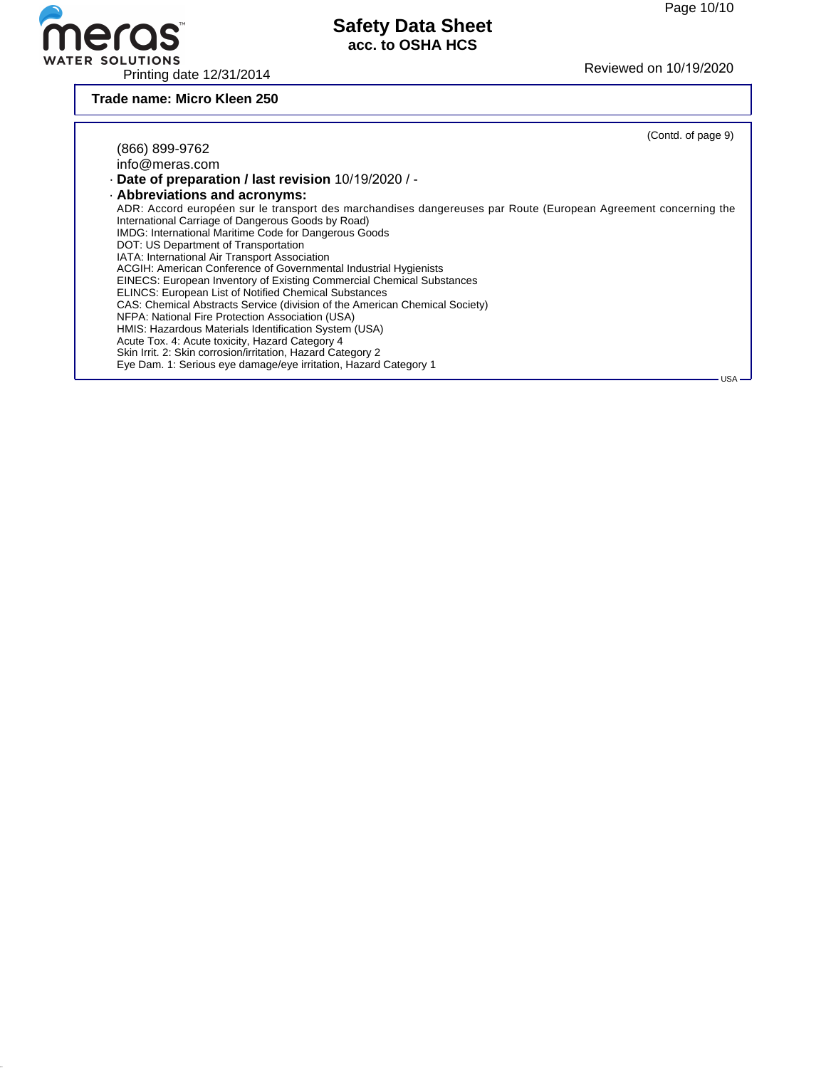(Contd. of page 9)

(866) 899-9762
info@meras.com

· **Date of preparation / last revision** 10/19/2020 / -

· **Abbreviations and acronyms:**

ADR: Accord européen sur le transport des marchandises dangereuses par Route (European Agreement concerning the International Carriage of Dangerous Goods by Road)
IMDG: International Maritime Code for Dangerous Goods
DOT: US Department of Transportation
IATA: International Air Transport Association
ACGIH: American Conference of Governmental Industrial Hygienists
EINECS: European Inventory of Existing Commercial Chemical Substances
ELINCS: European List of Notified Chemical Substances
CAS: Chemical Abstracts Service (division of the American Chemical Society)
NFPA: National Fire Protection Association (USA)
HMIS: Hazardous Materials Identification System (USA)
Acute Tox. 4: Acute toxicity, Hazard Category 4
Skin Irrit. 2: Skin corrosion/irritation, Hazard Category 2
Eye Dam. 1: Serious eye damage/eye irritation, Hazard Category 1